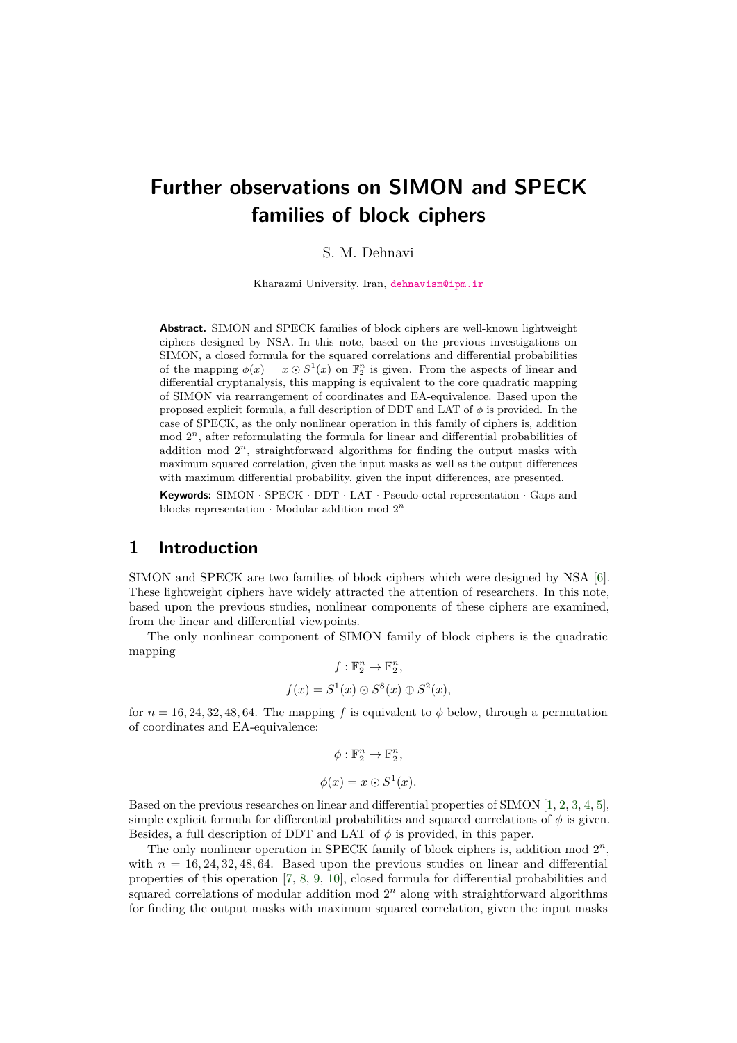# Further observations on SIMON and SPECK families of block ciphers

S. M. Dehnavi

Kharazmi University, Iran, dehnavism@ipm.ir

**Abstract.** SIMON and SPECK families of block ciphers are well-known lightweight ciphers designed by NSA. In this note, based on the previous investigations on SIMON, a closed formula for the squared correlations and differential probabilities of the mapping $\phi(x) = x \odot S^1(x)$ on $\mathbb{F}_2^n$ is given. From the aspects of linear and differential cryptanalysis, this mapping is equivalent to the core quadratic mapping of SIMON via rearrangement of coordinates and EA-equivalence. Based upon the proposed explicit formula, a full description of DDT and LAT of $\phi$ is provided. In the case of SPECK, as the only nonlinear operation in this family of ciphers is, addition mod $2^n$, after reformulating the formula for linear and differential probabilities of addition mod $2^n$, straightforward algorithms for finding the output masks with maximum squared correlation, given the input masks as well as the output differences with maximum differential probability, given the input differences, are presented.

**Keywords:** SIMON · SPECK · DDT · LAT · Pseudo-octal representation · Gaps and blocks representation · Modular addition mod $2^n$

## 1 Introduction

SIMON and SPECK are two families of block ciphers which were designed by NSA [6]. These lightweight ciphers have widely attracted the attention of researchers. In this note, based upon the previous studies, nonlinear components of these ciphers are examined, from the linear and differential viewpoints.

The only nonlinear component of SIMON family of block ciphers is the quadratic mapping

$$f : \mathbb{F}_2^n \to \mathbb{F}_2^n,$$

$$f(x) = S^1(x) \odot S^8(x) \oplus S^2(x),$$

for $n = 16, 24, 32, 48, 64$. The mapping $f$ is equivalent to $\phi$ below, through a permutation of coordinates and EA-equivalence:

$$\phi : \mathbb{F}_2^n \to \mathbb{F}_2^n,$$

$$\phi(x) = x \odot S^1(x).$$

Based on the previous researches on linear and differential properties of SIMON [1, 2, 3, 4, 5], simple explicit formula for differential probabilities and squared correlations of $\phi$ is given. Besides, a full description of DDT and LAT of $\phi$ is provided, in this paper.

The only nonlinear operation in SPECK family of block ciphers is, addition mod $2^n$, with $n = 16, 24, 32, 48, 64$. Based upon the previous studies on linear and differential properties of this operation [7, 8, 9, 10], closed formula for differential probabilities and squared correlations of modular addition mod $2^n$ along with straightforward algorithms for finding the output masks with maximum squared correlation, given the input masks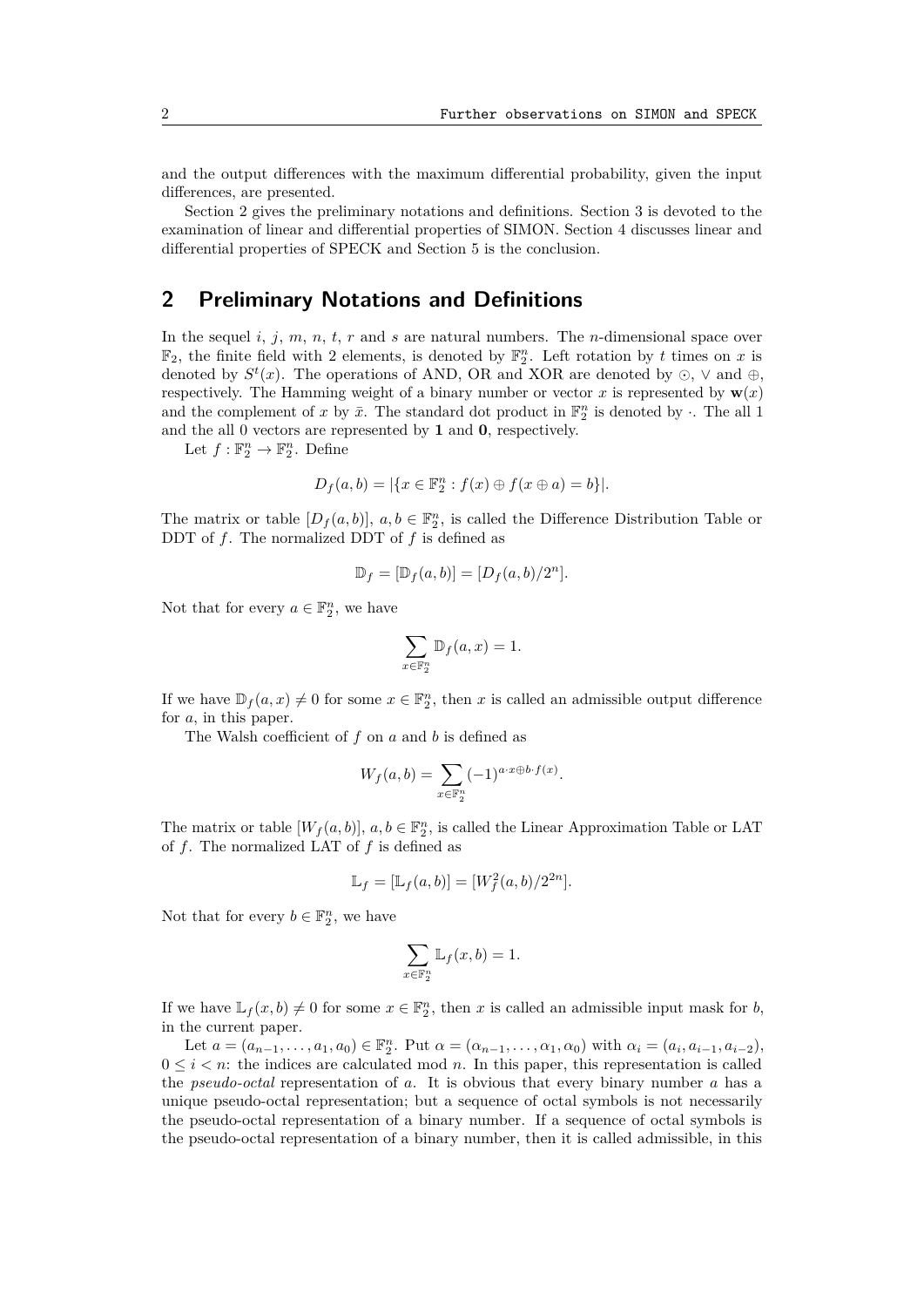and the output differences with the maximum differential probability, given the input differences, are presented.

Section 2 gives the preliminary notations and definitions. Section 3 is devoted to the examination of linear and differential properties of SIMON. Section 4 discusses linear and differential properties of SPECK and Section 5 is the conclusion.

## 2 Preliminary Notations and Definitions

In the sequel $i$, $j$, $m$, $n$, $t$, $r$ and $s$ are natural numbers. The $n$-dimensional space over $\mathbb{F}_2$, the finite field with 2 elements, is denoted by $\mathbb{F}_2^n$. Left rotation by $t$ times on $x$ is denoted by $S^t(x)$. The operations of AND, OR and XOR are denoted by $\odot$, $\vee$ and $\oplus$, respectively. The Hamming weight of a binary number or vector $x$ is represented by $\mathbf{w}(x)$ and the complement of $x$ by $\bar{x}$. The standard dot product in $\mathbb{F}_2^n$ is denoted by $\cdot$. The all 1 and the all 0 vectors are represented by $\mathbf{1}$ and $\mathbf{0}$, respectively.

Let $f : \mathbb{F}_2^n \to \mathbb{F}_2^n$. Define

$$D_f(a, b) = |\{x \in \mathbb{F}_2^n : f(x) \oplus f(x \oplus a) = b\}|.$$

The matrix or table $[D_f(a, b)]$, $a, b \in \mathbb{F}_2^n$, is called the Difference Distribution Table or DDT of $f$. The normalized DDT of $f$ is defined as

$$\mathbb{D}_f = [\mathbb{D}_f(a, b)] = [D_f(a, b)/2^n].$$

Not that for every $a \in \mathbb{F}_2^n$, we have

$$\sum_{x \in \mathbb{F}_2^n} \mathbb{D}_f(a, x) = 1.$$

If we have $\mathbb{D}_f(a, x) \neq 0$ for some $x \in \mathbb{F}_2^n$, then $x$ is called an admissible output difference for $a$, in this paper.

The Walsh coefficient of $f$ on $a$ and $b$ is defined as

$$W_f(a, b) = \sum_{x \in \mathbb{F}_2^n} (-1)^{a \cdot x \oplus b \cdot f(x)}.$$

The matrix or table $[W_f(a, b)]$, $a, b \in \mathbb{F}_2^n$, is called the Linear Approximation Table or LAT of $f$. The normalized LAT of $f$ is defined as

$$\mathbb{L}_f = [\mathbb{L}_f(a, b)] = [W_f^2(a, b)/2^{2n}].$$

Not that for every $b \in \mathbb{F}_2^n$, we have

$$\sum_{x \in \mathbb{F}_2^n} \mathbb{L}_f(x, b) = 1.$$

If we have $\mathbb{L}_f(x, b) \neq 0$ for some $x \in \mathbb{F}_2^n$, then $x$ is called an admissible input mask for $b$, in the current paper.

Let $a = (a_{n-1}, \ldots, a_1, a_0) \in \mathbb{F}_2^n$. Put $\alpha = (\alpha_{n-1}, \ldots, \alpha_1, \alpha_0)$ with $\alpha_i = (a_i, a_{i-1}, a_{i-2})$, $0 \leq i < n$: the indices are calculated mod $n$. In this paper, this representation is called the *pseudo-octal* representation of $a$. It is obvious that every binary number $a$ has a unique pseudo-octal representation; but a sequence of octal symbols is not necessarily the pseudo-octal representation of a binary number. If a sequence of octal symbols is the pseudo-octal representation of a binary number, then it is called admissible, in this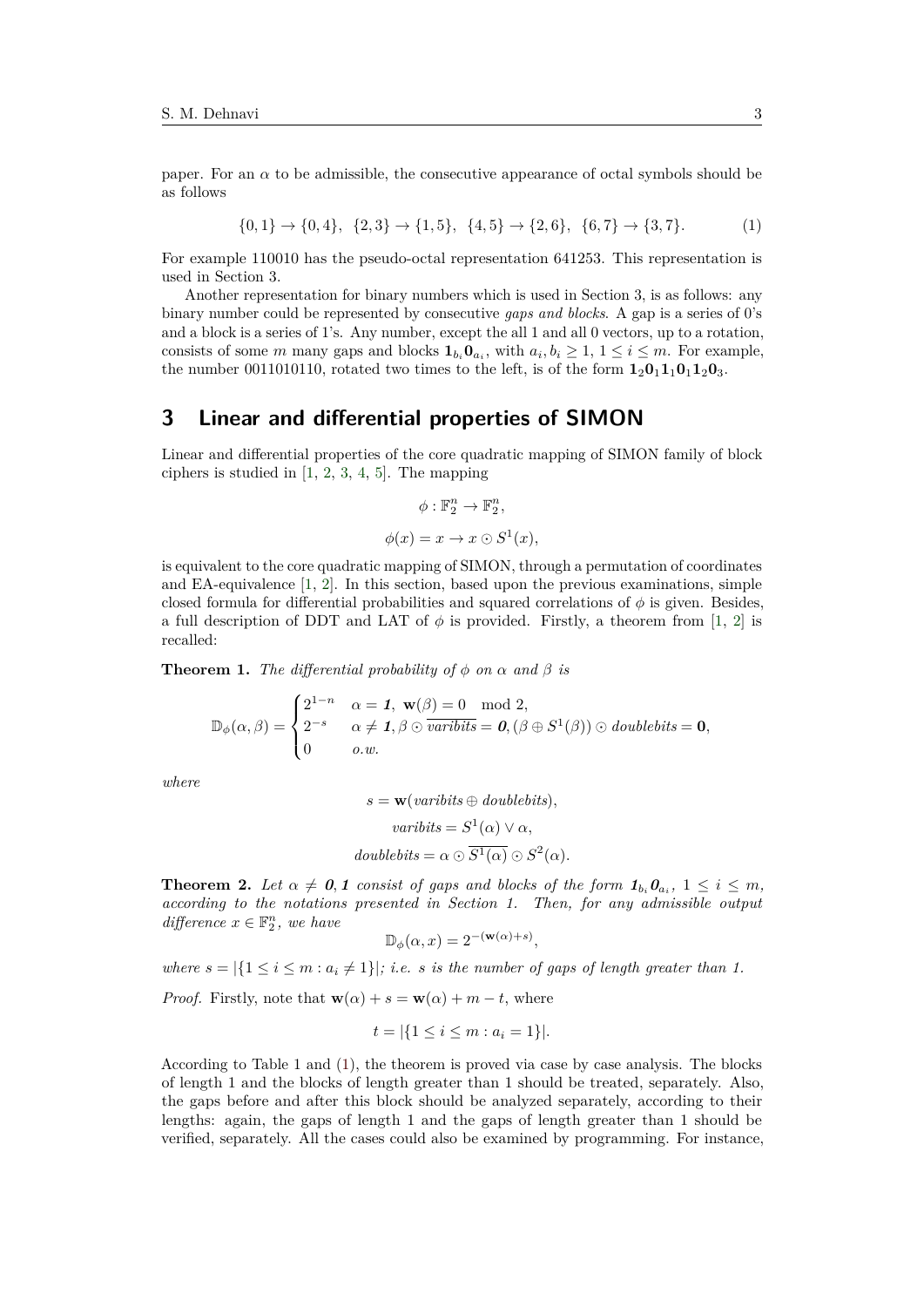paper. For an $\alpha$ to be admissible, the consecutive appearance of octal symbols should be as follows

$$\{0,1\} \to \{0,4\}, \ \ \{2,3\} \to \{1,5\}, \ \ \{4,5\} \to \{2,6\}, \ \ \{6,7\} \to \{3,7\}. \tag{1}$$

For example 110010 has the pseudo-octal representation 641253. This representation is used in Section 3.

Another representation for binary numbers which is used in Section 3, is as follows: any binary number could be represented by consecutive *gaps and blocks*. A gap is a series of 0's and a block is a series of 1's. Any number, except the all 1 and all 0 vectors, up to a rotation, consists of some $m$ many gaps and blocks $\mathbf{1}_{b_i}\mathbf{0}_{a_i}$, with $a_i, b_i \geq 1$, $1 \leq i \leq m$. For example, the number 0011010110, rotated two times to the left, is of the form $\mathbf{1}_2\mathbf{0}_1\mathbf{1}_1\mathbf{0}_1\mathbf{1}_2\mathbf{0}_3$.

## 3 Linear and differential properties of SIMON

Linear and differential properties of the core quadratic mapping of SIMON family of block ciphers is studied in [1, 2, 3, 4, 5]. The mapping

$$\phi : \mathbb{F}_2^n \to \mathbb{F}_2^n,$$

$$\phi(x) = x \to x \odot S^1(x),$$

is equivalent to the core quadratic mapping of SIMON, through a permutation of coordinates and EA-equivalence [1, 2]. In this section, based upon the previous examinations, simple closed formula for differential probabilities and squared correlations of $\phi$ is given. Besides, a full description of DDT and LAT of $\phi$ is provided. Firstly, a theorem from [1, 2] is recalled:

**Theorem 1.** *The differential probability of $\phi$ on $\alpha$ and $\beta$ is*

$$\mathbb{D}_\phi(\alpha,\beta) = \begin{cases} 2^{1-n} & \alpha = \mathbf{1}, \ \mathbf{w}(\beta) = 0 \mod 2, \\ 2^{-s} & \alpha \neq \mathbf{1}, \beta \odot \overline{varibits} = \mathbf{0}, (\beta \oplus S^1(\beta)) \odot doublebits = \mathbf{0}, \\ 0 & o.w. \end{cases}$$

*where*

$$s = \mathbf{w}(varibits \oplus doublebits),$$

$$varibits = S^1(\alpha) \vee \alpha,$$

$$doublebits = \alpha \odot \overline{S^1(\alpha)} \odot S^2(\alpha).$$

**Theorem 2.** *Let $\alpha \neq \mathbf{0}, \mathbf{1}$ consist of gaps and blocks of the form $\mathbf{1}_{b_i}\mathbf{0}_{a_i}$, $1 \leq i \leq m$, according to the notations presented in Section 1. Then, for any admissible output difference $x \in \mathbb{F}_2^n$, we have*

$$\mathbb{D}_\phi(\alpha, x) = 2^{-(\mathbf{w}(\alpha)+s)},$$

*where $s = |\{1 \leq i \leq m : a_i \neq 1\}|$; i.e. $s$ is the number of gaps of length greater than 1.*

*Proof.* Firstly, note that $\mathbf{w}(\alpha) + s = \mathbf{w}(\alpha) + m - t$, where

$$t = |\{1 \leq i \leq m : a_i = 1\}|.$$

According to Table 1 and (1), the theorem is proved via case by case analysis. The blocks of length 1 and the blocks of length greater than 1 should be treated, separately. Also, the gaps before and after this block should be analyzed separately, according to their lengths: again, the gaps of length 1 and the gaps of length greater than 1 should be verified, separately. All the cases could also be examined by programming. For instance,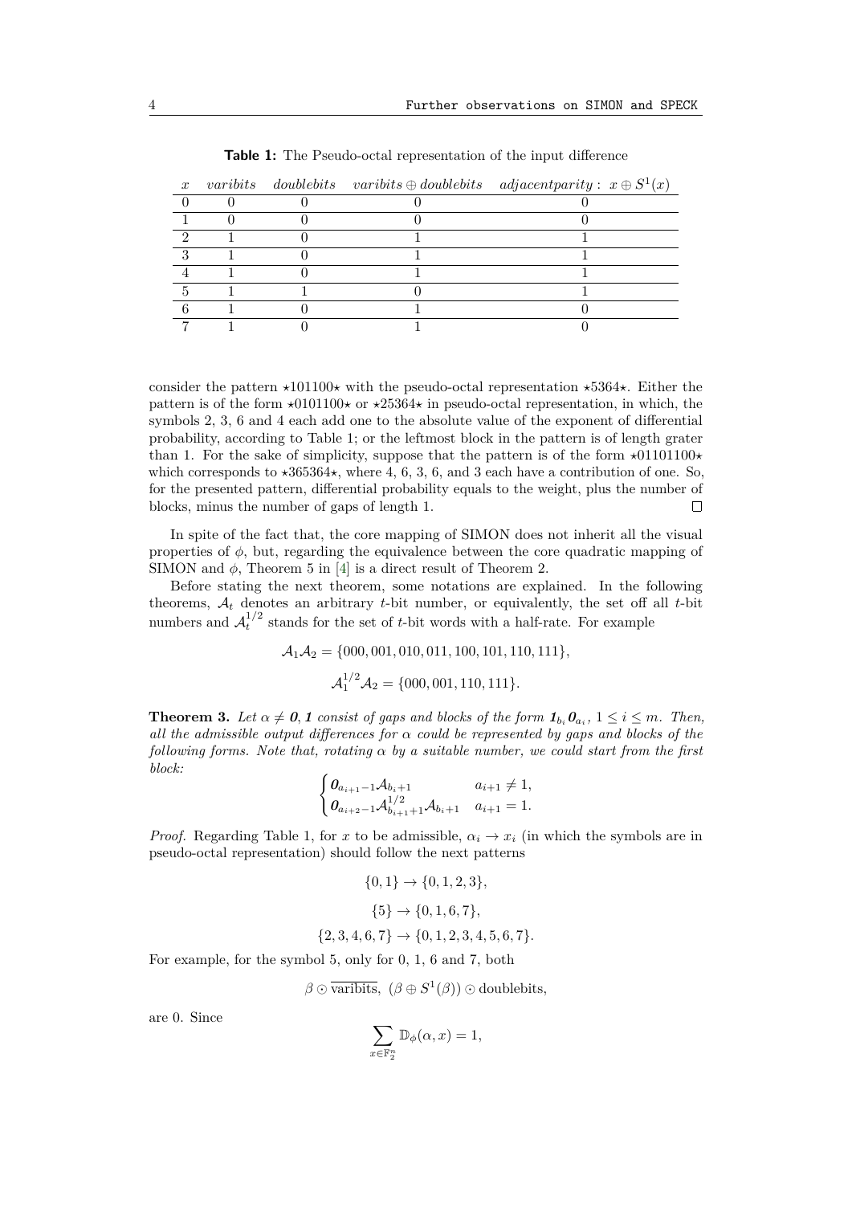**Table 1:** The Pseudo-octal representation of the input difference

| $x$ | $varibits$ | $doublebits$ | $varibits \oplus doublebits$ | $adjacentparity:\ x \oplus S^1(x)$ |
|---|---|---|---|---|
| 0 | 0 | 0 | 0 | 0 |
| 1 | 0 | 0 | 0 | 0 |
| 2 | 1 | 0 | 1 | 1 |
| 3 | 1 | 0 | 1 | 1 |
| 4 | 1 | 0 | 1 | 1 |
| 5 | 1 | 1 | 0 | 1 |
| 6 | 1 | 0 | 1 | 0 |
| 7 | 1 | 0 | 1 | 0 |

consider the pattern $\star 101100 \star$ with the pseudo-octal representation $\star 5364 \star$. Either the pattern is of the form $\star 0101100 \star$ or $\star 25364 \star$ in pseudo-octal representation, in which, the symbols 2, 3, 6 and 4 each add one to the absolute value of the exponent of differential probability, according to Table 1; or the leftmost block in the pattern is of length grater than 1. For the sake of simplicity, suppose that the pattern is of the form $\star 01101100 \star$ which corresponds to $\star 365364 \star$, where 4, 6, 3, 6, and 3 each have a contribution of one. So, for the presented pattern, differential probability equals to the weight, plus the number of blocks, minus the number of gaps of length 1. ◻

In spite of the fact that, the core mapping of SIMON does not inherit all the visual properties of $\phi$, but, regarding the equivalence between the core quadratic mapping of SIMON and $\phi$, Theorem 5 in [4] is a direct result of Theorem 2.

Before stating the next theorem, some notations are explained. In the following theorems, $\mathcal{A}_t$ denotes an arbitrary $t$-bit number, or equivalently, the set off all $t$-bit numbers and $\mathcal{A}_t^{1/2}$ stands for the set of $t$-bit words with a half-rate. For example

$$\mathcal{A}_1\mathcal{A}_2 = \{000, 001, 010, 011, 100, 101, 110, 111\},$$

$$\mathcal{A}_1^{1/2}\mathcal{A}_2 = \{000, 001, 110, 111\}.$$

**Theorem 3.** *Let $\alpha \neq \boldsymbol{0}, \boldsymbol{1}$ consist of gaps and blocks of the form $\boldsymbol{1}_{b_i}\boldsymbol{0}_{a_i}$, $1 \leq i \leq m$. Then, all the admissible output differences for $\alpha$ could be represented by gaps and blocks of the following forms. Note that, rotating $\alpha$ by a suitable number, we could start from the first block:*

$$\begin{cases} \boldsymbol{0}_{a_{i+1}-1}\mathcal{A}_{b_i+1} & a_{i+1} \neq 1, \\ \boldsymbol{0}_{a_{i+2}-1}\mathcal{A}_{b_{i+1}+1}^{1/2}\mathcal{A}_{b_i+1} & a_{i+1} = 1. \end{cases}$$

*Proof.* Regarding Table 1, for $x$ to be admissible, $\alpha_i \to x_i$ (in which the symbols are in pseudo-octal representation) should follow the next patterns

$$\{0, 1\} \to \{0, 1, 2, 3\},$$

$$\{5\} \to \{0, 1, 6, 7\},$$

$$\{2, 3, 4, 6, 7\} \to \{0, 1, 2, 3, 4, 5, 6, 7\}.$$

For example, for the symbol 5, only for 0, 1, 6 and 7, both

$$\beta \odot \overline{\text{varibits}},\ (\beta \oplus S^1(\beta)) \odot \text{doublebits},$$

are 0. Since

$$\sum_{x \in \mathbb{F}_2^n} \mathbb{D}_\phi(\alpha, x) = 1,$$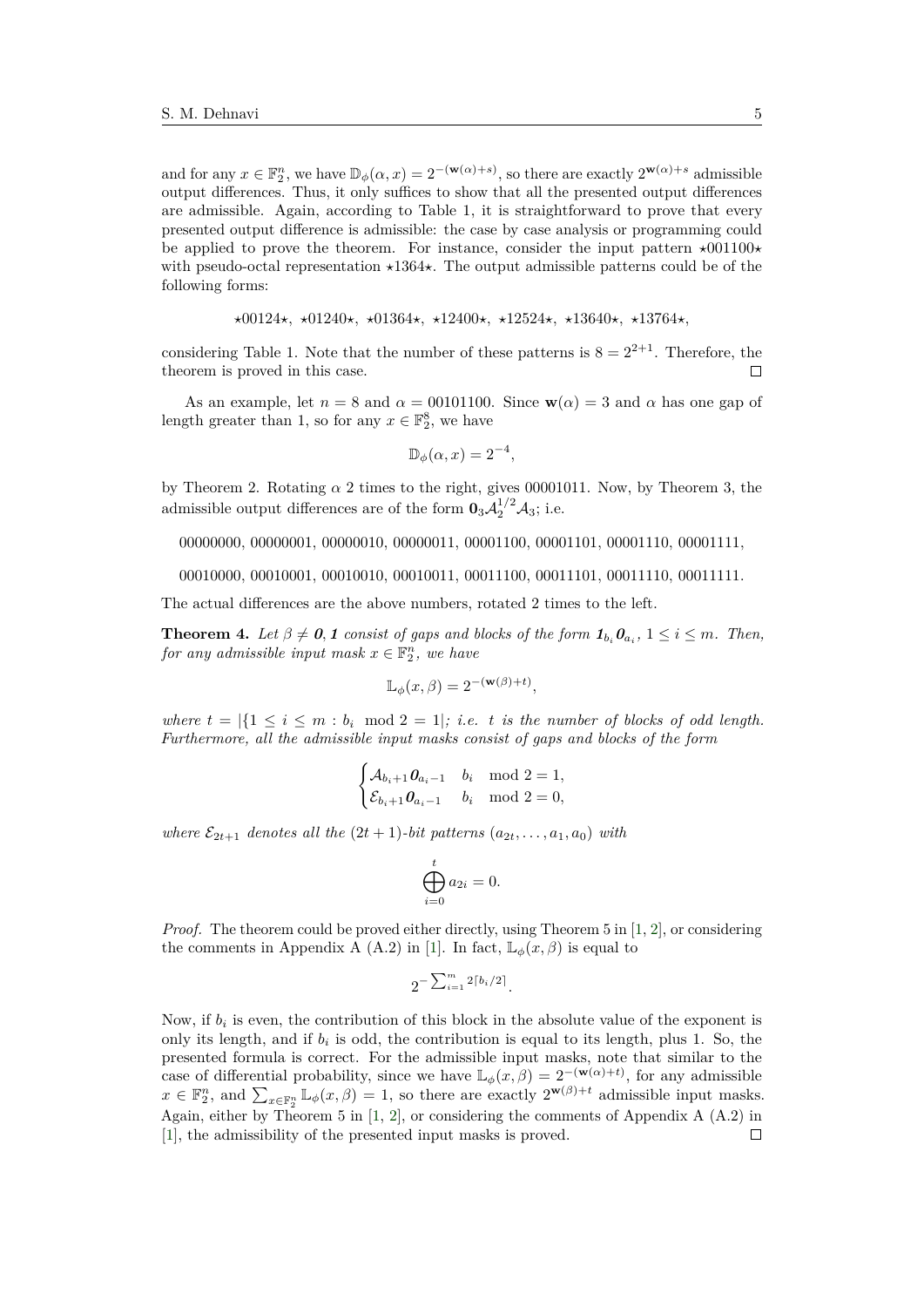and for any $x \in \mathbb{F}_2^n$, we have $\mathbb{D}_\phi(\alpha, x) = 2^{-(\mathbf{w}(\alpha)+s)}$, so there are exactly $2^{\mathbf{w}(\alpha)+s}$ admissible output differences. Thus, it only suffices to show that all the presented output differences are admissible. Again, according to Table 1, it is straightforward to prove that every presented output difference is admissible: the case by case analysis or programming could be applied to prove the theorem. For instance, consider the input pattern $\star 001100 \star$ with pseudo-octal representation $\star 1364 \star$. The output admissible patterns could be of the following forms:

$$\star 00124\star,\ \star 01240\star,\ \star 01364\star,\ \star 12400\star,\ \star 12524\star,\ \star 13640\star,\ \star 13764\star,$$

considering Table 1. Note that the number of these patterns is $8 = 2^{2+1}$. Therefore, the theorem is proved in this case. ◻

As an example, let $n = 8$ and $\alpha = 00101100$. Since $\mathbf{w}(\alpha) = 3$ and $\alpha$ has one gap of length greater than 1, so for any $x \in \mathbb{F}_2^8$, we have

$$\mathbb{D}_\phi(\alpha, x) = 2^{-4},$$

by Theorem 2. Rotating $\alpha$ 2 times to the right, gives 00001011. Now, by Theorem 3, the admissible output differences are of the form $\mathbf{0}_3 \mathcal{A}_2^{1/2} \mathcal{A}_3$; i.e.

00000000, 00000001, 00000010, 00000011, 00001100, 00001101, 00001110, 00001111,

00010000, 00010001, 00010010, 00010011, 00011100, 00011101, 00011110, 00011111.

The actual differences are the above numbers, rotated 2 times to the left.

**Theorem 4.** *Let $\beta \neq \mathbf{0}, \mathbf{1}$ consist of gaps and blocks of the form $\mathbf{1}_{b_i} \mathbf{0}_{a_i}$, $1 \leq i \leq m$. Then, for any admissible input mask $x \in \mathbb{F}_2^n$, we have*

$$\mathbb{L}_\phi(x, \beta) = 2^{-(\mathbf{w}(\beta)+t)},$$

*where $t = |\{1 \leq i \leq m : b_i \mod 2 = 1|$; i.e. $t$ is the number of blocks of odd length. Furthermore, all the admissible input masks consist of gaps and blocks of the form*

$$\begin{cases} \mathcal{A}_{b_i+1} \mathbf{0}_{a_i-1} & b_i \mod 2 = 1, \\ \mathcal{E}_{b_i+1} \mathbf{0}_{a_i-1} & b_i \mod 2 = 0, \end{cases}$$

*where $\mathcal{E}_{2t+1}$ denotes all the $(2t+1)$-bit patterns $(a_{2t}, \ldots, a_1, a_0)$ with*

$$\bigoplus_{i=0}^{t} a_{2i} = 0.$$

*Proof.* The theorem could be proved either directly, using Theorem 5 in [1, 2], or considering the comments in Appendix A (A.2) in [1]. In fact, $\mathbb{L}_\phi(x, \beta)$ is equal to

$$2^{-\sum_{i=1}^{m} 2\lceil b_i/2 \rceil}.$$

Now, if $b_i$ is even, the contribution of this block in the absolute value of the exponent is only its length, and if $b_i$ is odd, the contribution is equal to its length, plus 1. So, the presented formula is correct. For the admissible input masks, note that similar to the case of differential probability, since we have $\mathbb{L}_\phi(x, \beta) = 2^{-(\mathbf{w}(\alpha)+t)}$, for any admissible $x \in \mathbb{F}_2^n$, and $\sum_{x \in \mathbb{F}_2^n} \mathbb{L}_\phi(x, \beta) = 1$, so there are exactly $2^{\mathbf{w}(\beta)+t}$ admissible input masks. Again, either by Theorem 5 in [1, 2], or considering the comments of Appendix A (A.2) in [1], the admissibility of the presented input masks is proved. ◻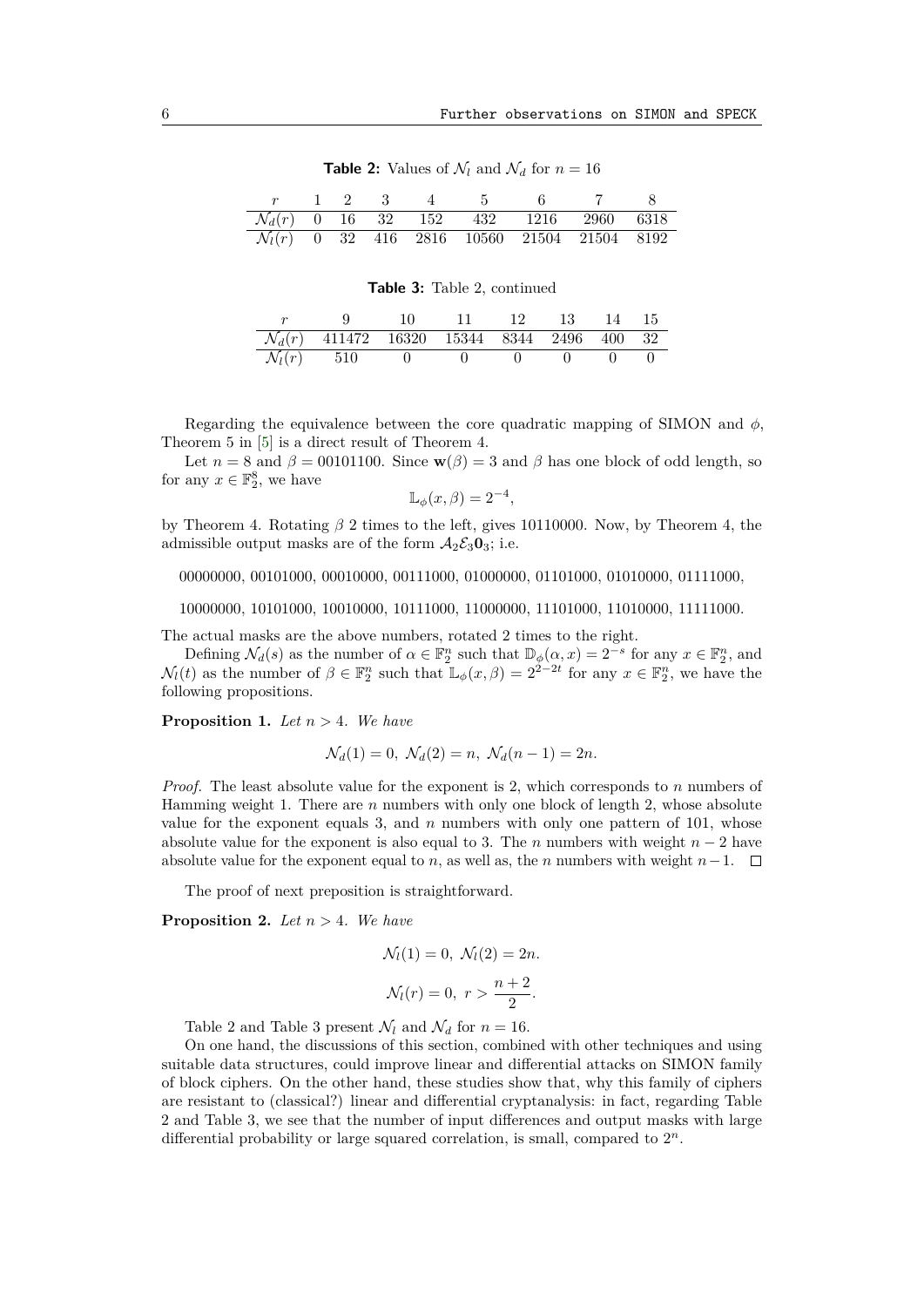**Table 2:** Values of $\mathcal{N}_l$ and $\mathcal{N}_d$ for $n = 16$

| $r$ | 1 | 2 | 3 | 4 | 5 | 6 | 7 | 8 |
|---|---|---|---|---|---|---|---|---|
| $\mathcal{N}_d(r)$ | 0 | 16 | 32 | 152 | 432 | 1216 | 2960 | 6318 |
| $\mathcal{N}_l(r)$ | 0 | 32 | 416 | 2816 | 10560 | 21504 | 21504 | 8192 |

**Table 3:** Table 2, continued

| $r$ | 9 | 10 | 11 | 12 | 13 | 14 | 15 |
|---|---|---|---|---|---|---|---|
| $\mathcal{N}_d(r)$ | 411472 | 16320 | 15344 | 8344 | 2496 | 400 | 32 |
| $\mathcal{N}_l(r)$ | 510 | 0 | 0 | 0 | 0 | 0 | 0 |

Regarding the equivalence between the core quadratic mapping of SIMON and $\phi$, Theorem 5 in [5] is a direct result of Theorem 4.

Let $n = 8$ and $\beta = 00101100$. Since $\mathbf{w}(\beta) = 3$ and $\beta$ has one block of odd length, so for any $x \in \mathbb{F}_2^8$, we have

$$\mathbb{L}_\phi(x, \beta) = 2^{-4},$$

by Theorem 4. Rotating $\beta$ 2 times to the left, gives 10110000. Now, by Theorem 4, the admissible output masks are of the form $\mathcal{A}_2\mathcal{E}_3\mathbf{0}_3$; i.e.

00000000, 00101000, 00010000, 00111000, 01000000, 01101000, 01010000, 01111000,

10000000, 10101000, 10010000, 10111000, 11000000, 11101000, 11010000, 11111000.

The actual masks are the above numbers, rotated 2 times to the right.

Defining $\mathcal{N}_d(s)$ as the number of $\alpha \in \mathbb{F}_2^n$ such that $\mathbb{D}_\phi(\alpha, x) = 2^{-s}$ for any $x \in \mathbb{F}_2^n$, and $\mathcal{N}_l(t)$ as the number of $\beta \in \mathbb{F}_2^n$ such that $\mathbb{L}_\phi(x, \beta) = 2^{2-2t}$ for any $x \in \mathbb{F}_2^n$, we have the following propositions.

**Proposition 1.** *Let $n > 4$. We have*

$$\mathcal{N}_d(1) = 0,\ \mathcal{N}_d(2) = n,\ \mathcal{N}_d(n-1) = 2n.$$

*Proof.* The least absolute value for the exponent is 2, which corresponds to $n$ numbers of Hamming weight 1. There are $n$ numbers with only one block of length 2, whose absolute value for the exponent equals 3, and $n$ numbers with only one pattern of 101, whose absolute value for the exponent is also equal to 3. The $n$ numbers with weight $n - 2$ have absolute value for the exponent equal to $n$, as well as, the $n$ numbers with weight $n - 1$. $\square$

The proof of next preposition is straightforward.

**Proposition 2.** *Let $n > 4$. We have*

$$\mathcal{N}_l(1) = 0,\ \mathcal{N}_l(2) = 2n.$$

$$\mathcal{N}_l(r) = 0,\ r > \frac{n+2}{2}.$$

Table 2 and Table 3 present $\mathcal{N}_l$ and $\mathcal{N}_d$ for $n = 16$.

On one hand, the discussions of this section, combined with other techniques and using suitable data structures, could improve linear and differential attacks on SIMON family of block ciphers. On the other hand, these studies show that, why this family of ciphers are resistant to (classical?) linear and differential cryptanalysis: in fact, regarding Table 2 and Table 3, we see that the number of input differences and output masks with large differential probability or large squared correlation, is small, compared to $2^n$.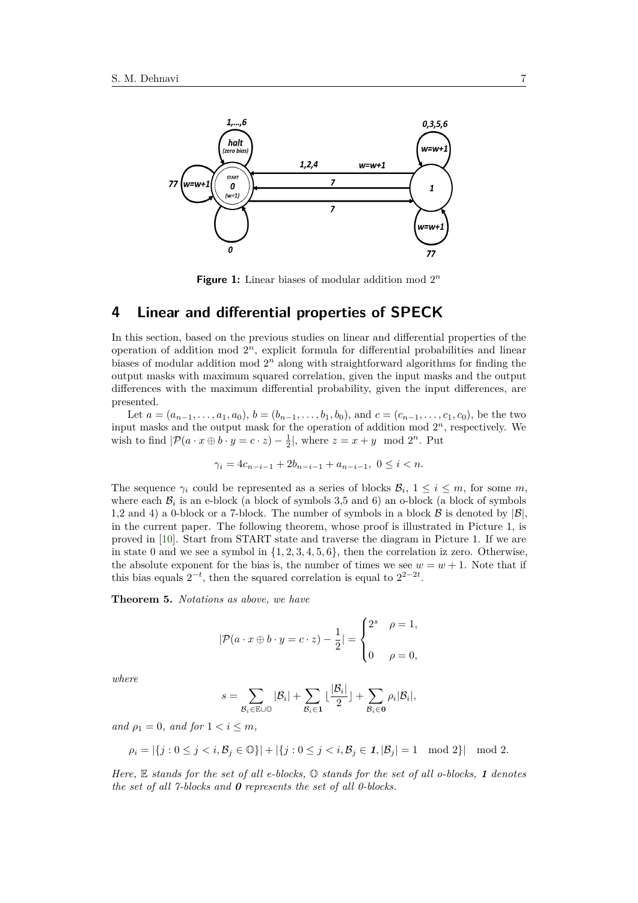**Figure 1:** Linear biases of modular addition mod $2^n$

## 4 Linear and differential properties of SPECK

In this section, based on the previous studies on linear and differential properties of the operation of addition mod $2^n$, explicit formula for differential probabilities and linear biases of modular addition mod $2^n$ along with straightforward algorithms for finding the output masks with maximum squared correlation, given the input masks and the output differences with the maximum differential probability, given the input differences, are presented.

Let $a = (a_{n-1}, \ldots, a_1, a_0)$, $b = (b_{n-1}, \ldots, b_1, b_0)$, and $c = (c_{n-1}, \ldots, c_1, c_0)$, be the two input masks and the output mask for the operation of addition mod $2^n$, respectively. We wish to find $|\mathcal{P}(a \cdot x \oplus b \cdot y = c \cdot z) - \frac{1}{2}|$, where $z = x + y \mod 2^n$. Put

$$\gamma_i = 4c_{n-i-1} + 2b_{n-i-1} + a_{n-i-1}, \ 0 \leq i < n.$$

The sequence $\gamma_i$ could be represented as a series of blocks $\mathcal{B}_i$, $1 \leq i \leq m$, for some $m$, where each $\mathcal{B}_i$ is an e-block (a block of symbols 3,5 and 6) an o-block (a block of symbols 1,2 and 4) a 0-block or a 7-block. The number of symbols in a block $\mathcal{B}$ is denoted by $|\mathcal{B}|$, in the current paper. The following theorem, whose proof is illustrated in Picture 1, is proved in [10]. Start from START state and traverse the diagram in Picture 1. If we are in state 0 and we see a symbol in $\{1, 2, 3, 4, 5, 6\}$, then the correlation iz zero. Otherwise, the absolute exponent for the bias is, the number of times we see $w = w + 1$. Note that if this bias equals $2^{-t}$, then the squared correlation is equal to $2^{2-2t}$.

**Theorem 5.** *Notations as above, we have*

$$|\mathcal{P}(a \cdot x \oplus b \cdot y = c \cdot z) - \frac{1}{2}| = \begin{cases} 2^s & \rho = 1, \\ 0 & \rho = 0, \end{cases}$$

*where*

$$s = \sum_{\mathcal{B}_i \in \mathbb{E} \cup \mathbb{O}} |\mathcal{B}_i| + \sum_{\mathcal{B}_i \in \mathbf{1}} \lfloor \frac{|\mathcal{B}_i|}{2} \rfloor + \sum_{\mathcal{B}_i \in \mathbf{0}} \rho_i |\mathcal{B}_i|,$$

*and $\rho_1 = 0$, and for $1 < i \leq m$,*

$$\rho_i = |\{j : 0 \leq j < i, \mathcal{B}_j \in \mathbb{O}\}| + |\{j : 0 \leq j < i, \mathcal{B}_j \in \mathbf{1}, |\mathcal{B}_j| = 1 \mod 2\}| \mod 2.$$

*Here, $\mathbb{E}$ stands for the set of all e-blocks, $\mathbb{O}$ stands for the set of all o-blocks, **1** denotes the set of all 7-blocks and **0** represents the set of all 0-blocks.*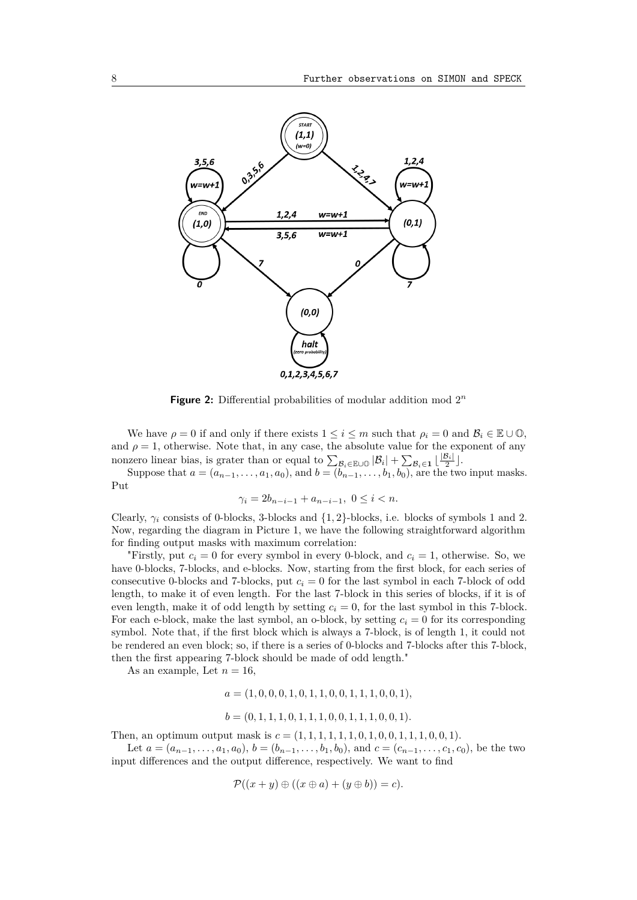**Figure 2:** Differential probabilities of modular addition mod $2^n$

We have $\rho = 0$ if and only if there exists $1 \leq i \leq m$ such that $\rho_i = 0$ and $\mathcal{B}_i \in \mathbb{E} \cup \mathbb{O}$, and $\rho = 1$, otherwise. Note that, in any case, the absolute value for the exponent of any nonzero linear bias, is grater than or equal to $\sum_{\mathcal{B}_i \in \mathbb{E}\cup\mathbb{O}} |\mathcal{B}_i| + \sum_{\mathcal{B}_i \in \mathbf{1}} \lfloor \frac{|\mathcal{B}_i|}{2} \rfloor$.

Suppose that $a = (a_{n-1}, \ldots, a_1, a_0)$, and $b = (b_{n-1}, \ldots, b_1, b_0)$, are the two input masks. Put

$$\gamma_i = 2b_{n-i-1} + a_{n-i-1}, \ 0 \leq i < n.$$

Clearly, $\gamma_i$ consists of 0-blocks, 3-blocks and $\{1, 2\}$-blocks, i.e. blocks of symbols 1 and 2. Now, regarding the diagram in Picture 1, we have the following straightforward algorithm for finding output masks with maximum correlation:

"Firstly, put $c_i = 0$ for every symbol in every 0-block, and $c_i = 1$, otherwise. So, we have 0-blocks, 7-blocks, and e-blocks. Now, starting from the first block, for each series of consecutive 0-blocks and 7-blocks, put $c_i = 0$ for the last symbol in each 7-block of odd length, to make it of even length. For the last 7-block in this series of blocks, if it is of even length, make it of odd length by setting $c_i = 0$, for the last symbol in this 7-block. For each e-block, make the last symbol, an o-block, by setting $c_i = 0$ for its corresponding symbol. Note that, if the first block which is always a 7-block, is of length 1, it could not be rendered an even block; so, if there is a series of 0-blocks and 7-blocks after this 7-block, then the first appearing 7-block should be made of odd length."

As an example, Let $n = 16$,

$$a = (1, 0, 0, 0, 1, 0, 1, 1, 0, 0, 1, 1, 1, 0, 0, 1),$$

$$b = (0, 1, 1, 1, 0, 1, 1, 1, 0, 0, 1, 1, 1, 0, 0, 1).$$

Then, an optimum output mask is $c = (1, 1, 1, 1, 1, 1, 0, 1, 0, 0, 1, 1, 1, 0, 0, 1)$.

Let $a = (a_{n-1}, \ldots, a_1, a_0)$, $b = (b_{n-1}, \ldots, b_1, b_0)$, and $c = (c_{n-1}, \ldots, c_1, c_0)$, be the two input differences and the output difference, respectively. We want to find

$$\mathcal{P}((x + y) \oplus ((x \oplus a) + (y \oplus b)) = c).$$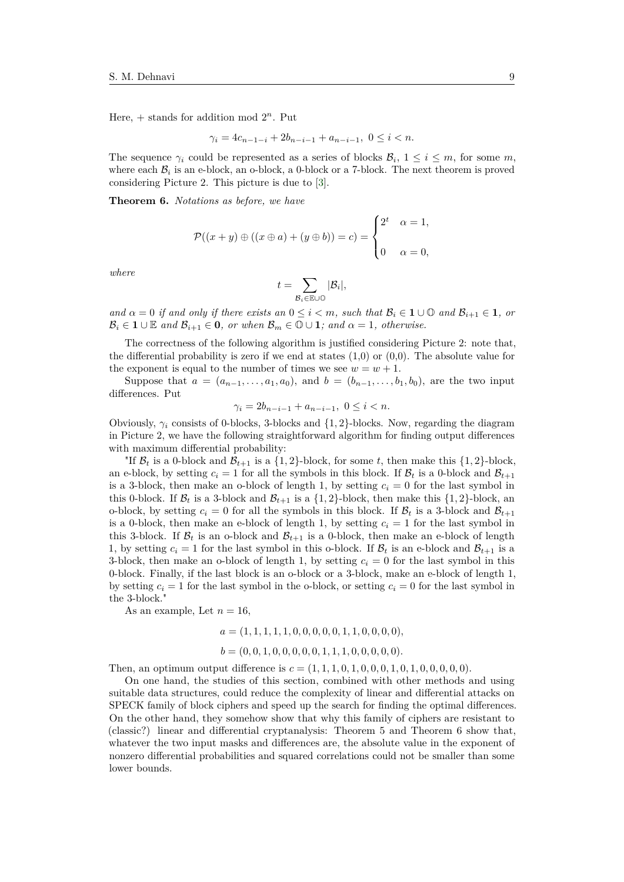Here, $+$ stands for addition mod $2^n$. Put

$$\gamma_i = 4c_{n-1-i} + 2b_{n-i-1} + a_{n-i-1},\ 0 \leq i < n.$$

The sequence $\gamma_i$ could be represented as a series of blocks $\mathcal{B}_i$, $1 \leq i \leq m$, for some $m$, where each $\mathcal{B}_i$ is an e-block, an o-block, a 0-block or a 7-block. The next theorem is proved considering Picture 2. This picture is due to [3].

**Theorem 6.** *Notations as before, we have*

$$\mathcal{P}((x+y) \oplus ((x \oplus a) + (y \oplus b)) = c) = \begin{cases} 2^t & \alpha = 1, \\ \\ 0 & \alpha = 0, \end{cases}$$

*where*

$$t = \sum_{\mathcal{B}_i \in \mathbb{E} \cup \mathbb{O}} |\mathcal{B}_i|,$$

*and $\alpha = 0$ if and only if there exists an $0 \leq i < m$, such that $\mathcal{B}_i \in \mathbf{1} \cup \mathbb{O}$ and $\mathcal{B}_{i+1} \in \mathbf{1}$, or $\mathcal{B}_i \in \mathbf{1} \cup \mathbb{E}$ and $\mathcal{B}_{i+1} \in \mathbf{0}$, or when $\mathcal{B}_m \in \mathbb{O} \cup \mathbf{1}$; and $\alpha = 1$, otherwise.*

The correctness of the following algorithm is justified considering Picture 2: note that, the differential probability is zero if we end at states (1,0) or (0,0). The absolute value for the exponent is equal to the number of times we see $w = w + 1$.

Suppose that $a = (a_{n-1}, \ldots, a_1, a_0)$, and $b = (b_{n-1}, \ldots, b_1, b_0)$, are the two input differences. Put

$$\gamma_i = 2b_{n-i-1} + a_{n-i-1},\ 0 \leq i < n.$$

Obviously, $\gamma_i$ consists of 0-blocks, 3-blocks and $\{1,2\}$-blocks. Now, regarding the diagram in Picture 2, we have the following straightforward algorithm for finding output differences with maximum differential probability:

"If $\mathcal{B}_t$ is a 0-block and $\mathcal{B}_{t+1}$ is a $\{1,2\}$-block, for some $t$, then make this $\{1,2\}$-block, an e-block, by setting $c_i = 1$ for all the symbols in this block. If $\mathcal{B}_t$ is a 0-block and $\mathcal{B}_{t+1}$ is a 3-block, then make an o-block of length 1, by setting $c_i = 0$ for the last symbol in this 0-block. If $\mathcal{B}_t$ is a 3-block and $\mathcal{B}_{t+1}$ is a $\{1,2\}$-block, then make this $\{1,2\}$-block, an o-block, by setting $c_i = 0$ for all the symbols in this block. If $\mathcal{B}_t$ is a 3-block and $\mathcal{B}_{t+1}$ is a 0-block, then make an e-block of length 1, by setting $c_i = 1$ for the last symbol in this 3-block. If $\mathcal{B}_t$ is an o-block and $\mathcal{B}_{t+1}$ is a 0-block, then make an e-block of length 1, by setting $c_i = 1$ for the last symbol in this o-block. If $\mathcal{B}_t$ is an e-block and $\mathcal{B}_{t+1}$ is a 3-block, then make an o-block of length 1, by setting $c_i = 0$ for the last symbol in this 0-block. Finally, if the last block is an o-block or a 3-block, make an e-block of length 1, by setting $c_i = 1$ for the last symbol in the o-block, or setting $c_i = 0$ for the last symbol in the 3-block."

As an example, Let $n = 16$,

$$a = (1,1,1,1,1,0,0,0,0,0,1,1,0,0,0,0),$$

$$b = (0,0,1,0,0,0,0,0,1,1,1,0,0,0,0,0).$$

Then, an optimum output difference is $c = (1,1,1,0,1,0,0,0,1,0,1,0,0,0,0,0)$.

On one hand, the studies of this section, combined with other methods and using suitable data structures, could reduce the complexity of linear and differential attacks on SPECK family of block ciphers and speed up the search for finding the optimal differences. On the other hand, they somehow show that why this family of ciphers are resistant to (classic?) linear and differential cryptanalysis: Theorem 5 and Theorem 6 show that, whatever the two input masks and differences are, the absolute value in the exponent of nonzero differential probabilities and squared correlations could not be smaller than some lower bounds.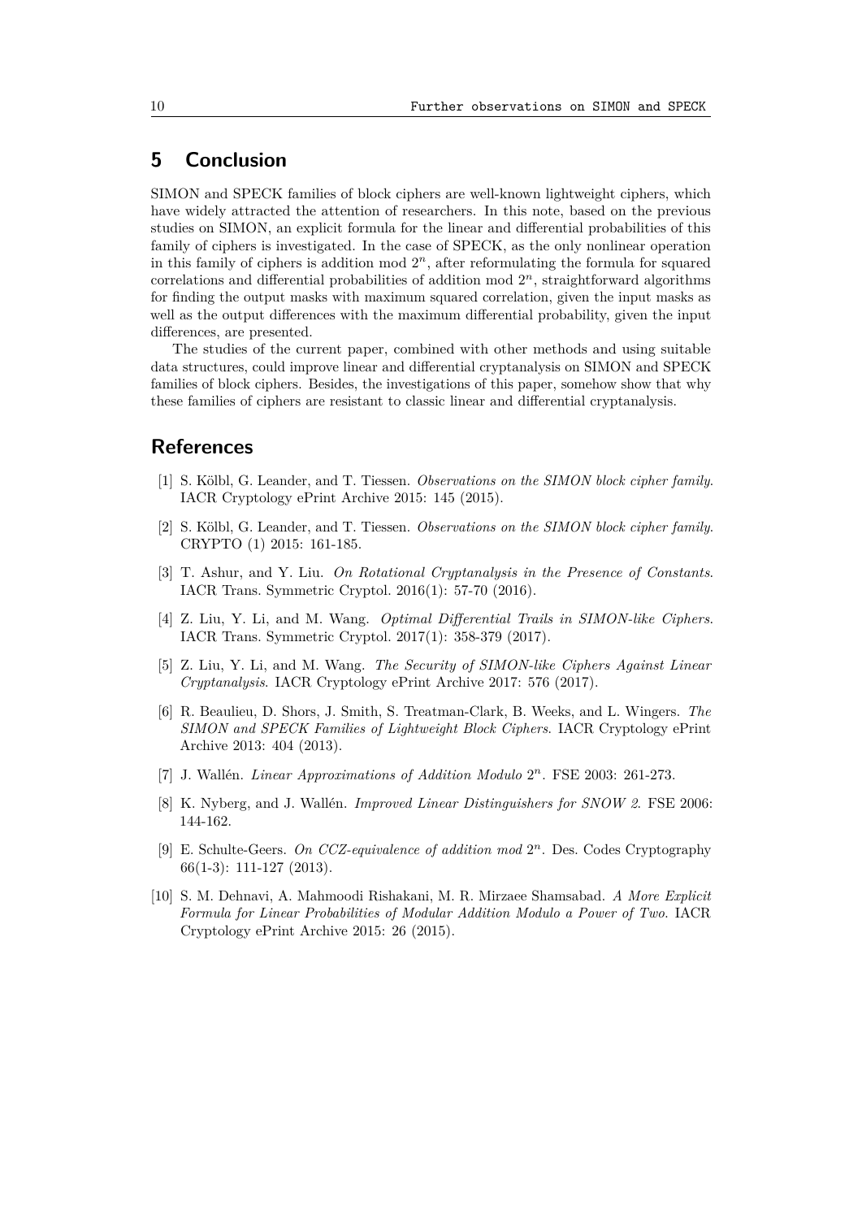## 5 Conclusion

SIMON and SPECK families of block ciphers are well-known lightweight ciphers, which have widely attracted the attention of researchers. In this note, based on the previous studies on SIMON, an explicit formula for the linear and differential probabilities of this family of ciphers is investigated. In the case of SPECK, as the only nonlinear operation in this family of ciphers is addition mod $2^n$, after reformulating the formula for squared correlations and differential probabilities of addition mod $2^n$, straightforward algorithms for finding the output masks with maximum squared correlation, given the input masks as well as the output differences with the maximum differential probability, given the input differences, are presented.

The studies of the current paper, combined with other methods and using suitable data structures, could improve linear and differential cryptanalysis on SIMON and SPECK families of block ciphers. Besides, the investigations of this paper, somehow show that why these families of ciphers are resistant to classic linear and differential cryptanalysis.

## References

[1] S. Kölbl, G. Leander, and T. Tiessen. *Observations on the SIMON block cipher family*. IACR Cryptology ePrint Archive 2015: 145 (2015).

[2] S. Kölbl, G. Leander, and T. Tiessen. *Observations on the SIMON block cipher family*. CRYPTO (1) 2015: 161-185.

[3] T. Ashur, and Y. Liu. *On Rotational Cryptanalysis in the Presence of Constants*. IACR Trans. Symmetric Cryptol. 2016(1): 57-70 (2016).

[4] Z. Liu, Y. Li, and M. Wang. *Optimal Differential Trails in SIMON-like Ciphers*. IACR Trans. Symmetric Cryptol. 2017(1): 358-379 (2017).

[5] Z. Liu, Y. Li, and M. Wang. *The Security of SIMON-like Ciphers Against Linear Cryptanalysis*. IACR Cryptology ePrint Archive 2017: 576 (2017).

[6] R. Beaulieu, D. Shors, J. Smith, S. Treatman-Clark, B. Weeks, and L. Wingers. *The SIMON and SPECK Families of Lightweight Block Ciphers*. IACR Cryptology ePrint Archive 2013: 404 (2013).

[7] J. Wallén. *Linear Approximations of Addition Modulo $2^n$*. FSE 2003: 261-273.

[8] K. Nyberg, and J. Wallén. *Improved Linear Distinguishers for SNOW 2*. FSE 2006: 144-162.

[9] E. Schulte-Geers. *On CCZ-equivalence of addition mod $2^n$*. Des. Codes Cryptography 66(1-3): 111-127 (2013).

[10] S. M. Dehnavi, A. Mahmoodi Rishakani, M. R. Mirzaee Shamsabad. *A More Explicit Formula for Linear Probabilities of Modular Addition Modulo a Power of Two*. IACR Cryptology ePrint Archive 2015: 26 (2015).